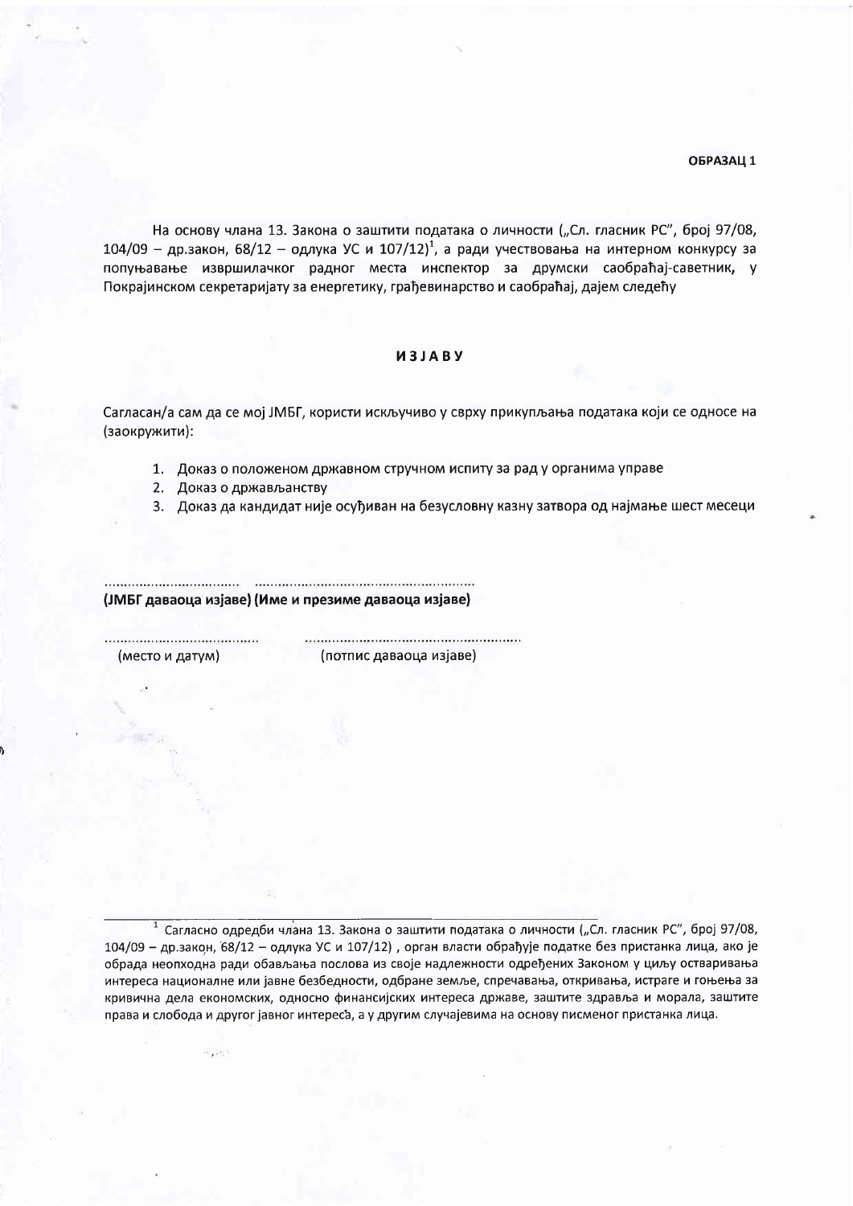**ОБРАЗАЦ 1**

На основу члана 13. Закона о заштити података о личности („Сл. гласник РС", број 97/08, 104/09 – др.закон, 68/12 – одлука УС и 107/12)[1], а ради учествовања на интерном конкурсу за попуњавање извршилачког радног места инспектор за друмски саобраћај-саветник, у Покрајинском секретаријату за енергетику, грађевинарство и саобраћај, дајем следећу

# ИЗЈАВУ

Сагласан/а сам да се мој ЈМБГ, користи искључиво у сврху прикупљања података који се односе на (заокружити):

1. Доказ о положеном државном стручном испиту за рад у органима управе
2. Доказ о држављанству
3. Доказ да кандидат није осуђиван на безусловну казну затвора од најмање шест месеци

.................................. ..........................................................

**(ЈМБГ даваоца изјаве) (Име и презиме даваоца изјаве)**

.......................................... ..........................................................

(место и датум) (потпис даваоца изјаве)

---

[1] Сагласно одредби члана 13. Закона о заштити података о личности („Сл. гласник РС", број 97/08, 104/09 – др.закон, 68/12 – одлука УС и 107/12) , орган власти обрађује податке без пристанка лица, ако је обрада неопходна ради обављања послова из своје надлежности одређених Законом у циљу остваривања интереса националне или јавне безбедности, одбране земље, спречавања, откривања, истраге и гоњења за кривична дела економских, односно финансијских интереса државе, заштите здравља и морала, заштите права и слобода и другог јавног интереса, а у другим случајевима на основу писменог пристанка лица.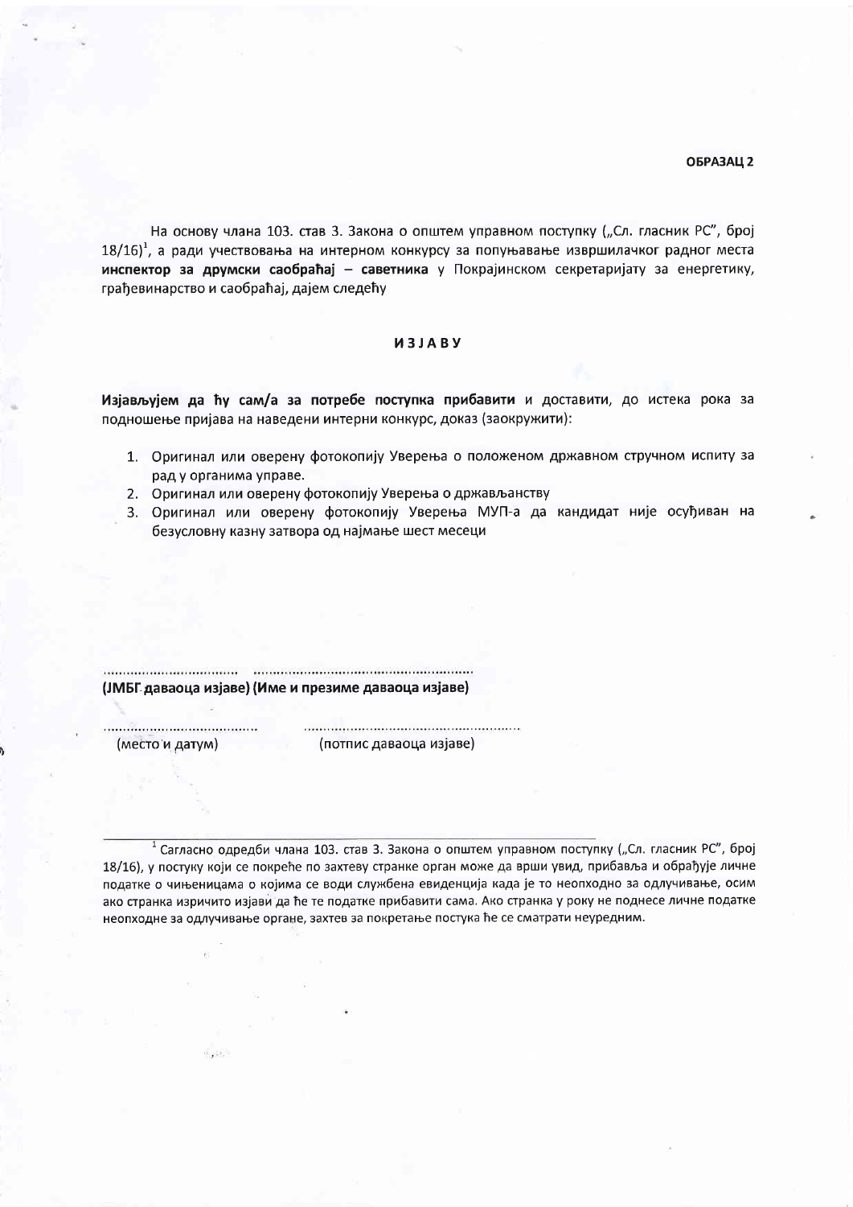**ОБРАЗАЦ 2**

На основу члана 103. став 3. Закона о општем управном поступку („Сл. гласник РС", број 18/16)[1], а ради учествовања на интерном конкурсу за попуњавање извршилачког радног места **инспектор за друмски саобраћај – саветника** у Покрајинском секретаријату за енергетику, грађевинарство и саобраћај, дајем следећу

## ИЗЈАВУ

**Изјављујем да ћу сам/а за потребе поступка прибавити** и доставити, до истека рока за подношење пријава на наведени интерни конкурс, доказ (заокружити):

1. Оригинал или оверену фотокопију Уверења о положеном државном стручном испиту за рад у органима управе.
2. Оригинал или оверену фотокопију Уверења о држављанству
3. Оригинал или оверену фотокопију Уверења МУП-а да кандидат није осуђиван на безусловну казну затвора од најмање шест месеци

.................................. ........................................................

**(ЈМБГ даваоца изјаве) (Име и презиме даваоца изјаве)**

........................................ ........................................................

(место и датум) (потпис даваоца изјаве)

[1] Сагласно одредби члана 103. став 3. Закона о општем управном поступку („Сл. гласник РС", број 18/16), у постуку који се покреће по захтеву странке орган може да врши увид, прибавља и обрађује личне податке о чињеницама о којима се води службена евиденција када је то неопходно за одлучивање, осим ако странка изричито изјави да ће те податке прибавити сама. Ако странка у року не поднесе личне податке неопходне за одлучивање органа, захтев за покретање постука ће се сматрати неуредним.